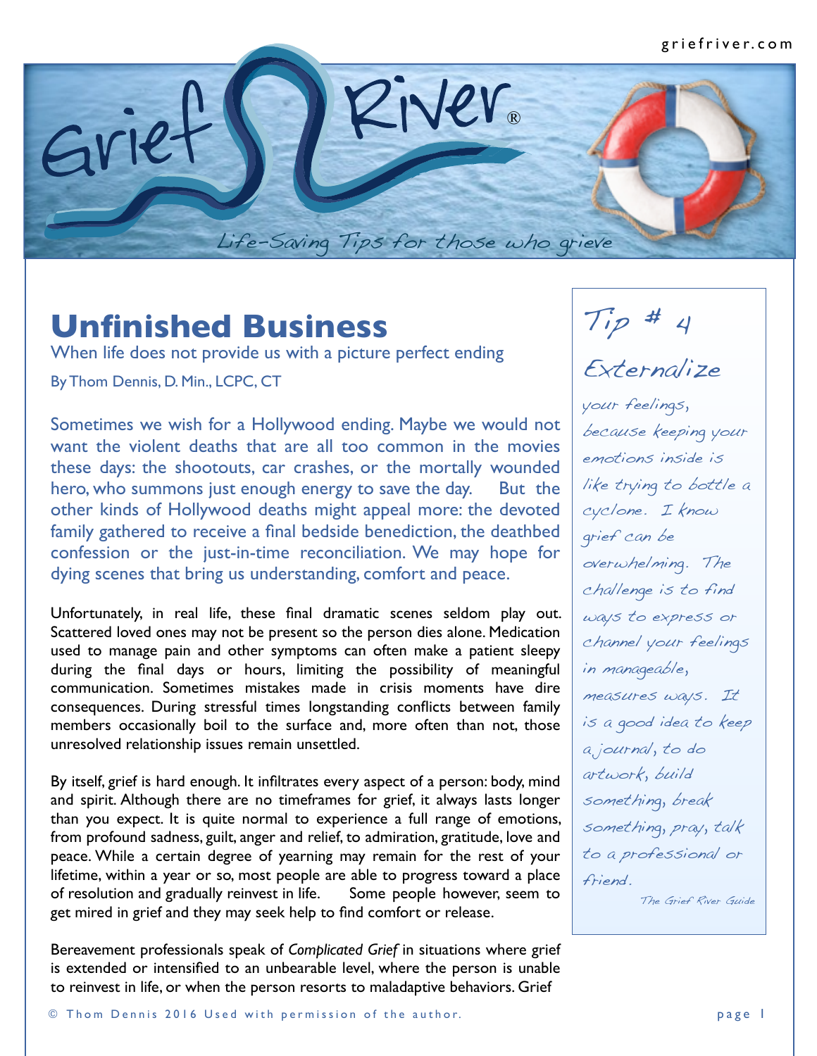# Grief River®

*Life-Saving Tips for those who grieve*

## Unfinished Business

When life does not provide us with a picture perfect ending

By Thom Dennis, D. Min., LCPC, CT

Sometimes we wish for a Hollywood ending. Maybe we would not want the violent deaths that are all too common in the movies these days: the shootouts, car crashes, or the mortally wounded hero, who summons just enough energy to save the day. But the other kinds of Hollywood deaths might appeal more: the devoted family gathered to receive a final bedside benediction, the deathbed confession or the just-in-time reconciliation. We may hope for dying scenes that bring us understanding, comfort and peace.

Unfortunately, in real life, these final dramatic scenes seldom play out. Scattered loved ones may not be present so the person dies alone. Medication used to manage pain and other symptoms can often make a patient sleepy during the final days or hours, limiting the possibility of meaningful communication. Sometimes mistakes made in crisis moments have dire consequences. During stressful times longstanding conflicts between family members occasionally boil to the surface and, more often than not, those unresolved relationship issues remain unsettled.

By itself, grief is hard enough. It infiltrates every aspect of a person: body, mind and spirit. Although there are no timeframes for grief, it always lasts longer than you expect. It is quite normal to experience a full range of emotions, from profound sadness, guilt, anger and relief, to admiration, gratitude, love and peace. While a certain degree of yearning may remain for the rest of your lifetime, within a year or so, most people are able to progress toward a place of resolution and gradually reinvest in life. Some people however, seem to get mired in grief and they may seek help to find comfort or release.

Bereavement professionals speak of *Complicated Grief* in situations where grief is extended or intensified to an unbearable level, where the person is unable to reinvest in life, or when the person resorts to maladaptive behaviors. Grief

> *Tip # 4*
>
> *Externalize your feelings, because keeping your emotions inside is like trying to bottle a cyclone. I know grief can be overwhelming. The challenge is to find ways to express or channel your feelings in manageable, measures ways. It is a good idea to keep a journal, to do artwork, build something, break something, pray, talk to a professional or friend.*
>
> *The Grief River Guide*

© Thom Dennis 2016 Used with permission of the author.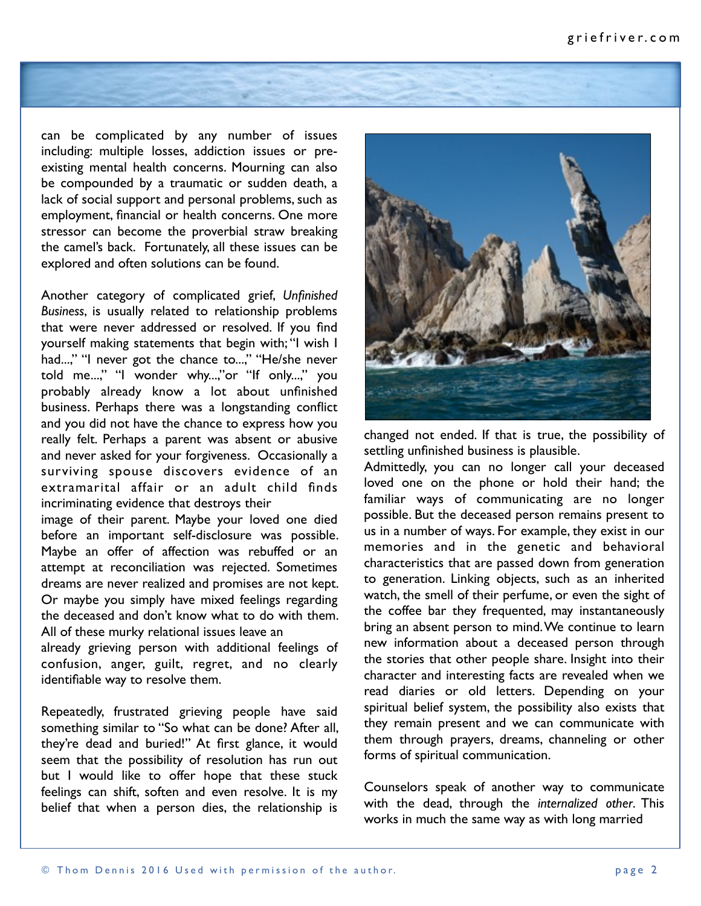can be complicated by any number of issues including: multiple losses, addiction issues or pre-existing mental health concerns. Mourning can also be compounded by a traumatic or sudden death, a lack of social support and personal problems, such as employment, financial or health concerns. One more stressor can become the proverbial straw breaking the camel's back. Fortunately, all these issues can be explored and often solutions can be found.

Another category of complicated grief, *Unfinished Business*, is usually related to relationship problems that were never addressed or resolved. If you find yourself making statements that begin with; "I wish I had...," "I never got the chance to...," "He/she never told me...," "I wonder why...,"or "If only...," you probably already know a lot about unfinished business. Perhaps there was a longstanding conflict and you did not have the chance to express how you really felt. Perhaps a parent was absent or abusive and never asked for your forgiveness. Occasionally a surviving spouse discovers evidence of an extramarital affair or an adult child finds incriminating evidence that destroys their image of their parent. Maybe your loved one died before an important self-disclosure was possible. Maybe an offer of affection was rebuffed or an attempt at reconciliation was rejected. Sometimes dreams are never realized and promises are not kept. Or maybe you simply have mixed feelings regarding the deceased and don't know what to do with them. All of these murky relational issues leave an already grieving person with additional feelings of confusion, anger, guilt, regret, and no clearly identifiable way to resolve them.

Repeatedly, frustrated grieving people have said something similar to "So what can be done? After all, they're dead and buried!" At first glance, it would seem that the possibility of resolution has run out but I would like to offer hope that these stuck feelings can shift, soften and even resolve. It is my belief that when a person dies, the relationship is changed not ended. If that is true, the possibility of settling unfinished business is plausible.

Admittedly, you can no longer call your deceased loved one on the phone or hold their hand; the familiar ways of communicating are no longer possible. But the deceased person remains present to us in a number of ways. For example, they exist in our memories and in the genetic and behavioral characteristics that are passed down from generation to generation. Linking objects, such as an inherited watch, the smell of their perfume, or even the sight of the coffee bar they frequented, may instantaneously bring an absent person to mind. We continue to learn new information about a deceased person through the stories that other people share. Insight into their character and interesting facts are revealed when we read diaries or old letters. Depending on your spiritual belief system, the possibility also exists that they remain present and we can communicate with them through prayers, dreams, channeling or other forms of spiritual communication.

Counselors speak of another way to communicate with the dead, through the *internalized other*. This works in much the same way as with long married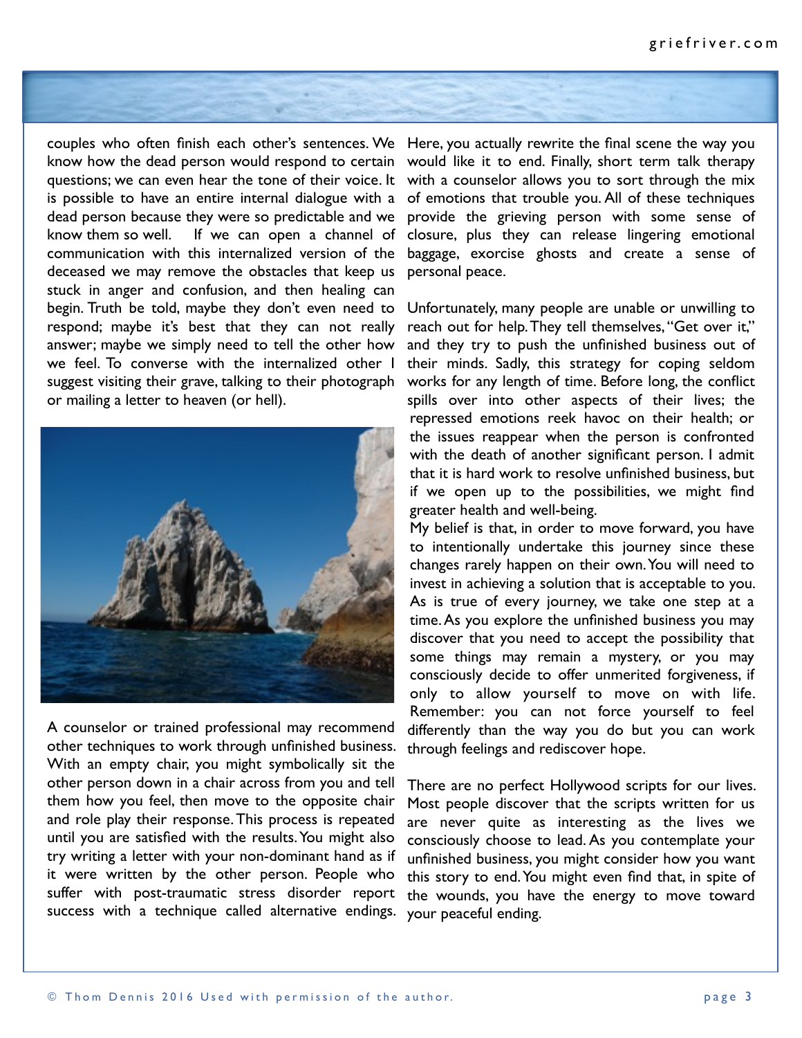couples who often finish each other's sentences. We know how the dead person would respond to certain questions; we can even hear the tone of their voice. It is possible to have an entire internal dialogue with a dead person because they were so predictable and we know them so well. If we can open a channel of communication with this internalized version of the deceased we may remove the obstacles that keep us stuck in anger and confusion, and then healing can begin. Truth be told, maybe they don't even need to respond; maybe it's best that they can not really answer; maybe we simply need to tell the other how we feel. To converse with the internalized other I suggest visiting their grave, talking to their photograph or mailing a letter to heaven (or hell).

A counselor or trained professional may recommend other techniques to work through unfinished business. With an empty chair, you might symbolically sit the other person down in a chair across from you and tell them how you feel, then move to the opposite chair and role play their response. This process is repeated until you are satisfied with the results. You might also try writing a letter with your non-dominant hand as if it were written by the other person. People who suffer with post-traumatic stress disorder report success with a technique called alternative endings. Here, you actually rewrite the final scene the way you would like it to end. Finally, short term talk therapy with a counselor allows you to sort through the mix of emotions that trouble you. All of these techniques provide the grieving person with some sense of closure, plus they can release lingering emotional baggage, exorcise ghosts and create a sense of personal peace.

Unfortunately, many people are unable or unwilling to reach out for help. They tell themselves, "Get over it," and they try to push the unfinished business out of their minds. Sadly, this strategy for coping seldom works for any length of time. Before long, the conflict spills over into other aspects of their lives; the repressed emotions reek havoc on their health; or the issues reappear when the person is confronted with the death of another significant person. I admit that it is hard work to resolve unfinished business, but if we open up to the possibilities, we might find greater health and well-being.

My belief is that, in order to move forward, you have to intentionally undertake this journey since these changes rarely happen on their own. You will need to invest in achieving a solution that is acceptable to you. As is true of every journey, we take one step at a time. As you explore the unfinished business you may discover that you need to accept the possibility that some things may remain a mystery, or you may consciously decide to offer unmerited forgiveness, if only to allow yourself to move on with life. Remember: you can not force yourself to feel differently than the way you do but you can work through feelings and rediscover hope.

There are no perfect Hollywood scripts for our lives. Most people discover that the scripts written for us are never quite as interesting as the lives we consciously choose to lead. As you contemplate your unfinished business, you might consider how you want this story to end. You might even find that, in spite of the wounds, you have the energy to move toward your peaceful ending.

© Thom Dennis 2016 Used with permission of the author.